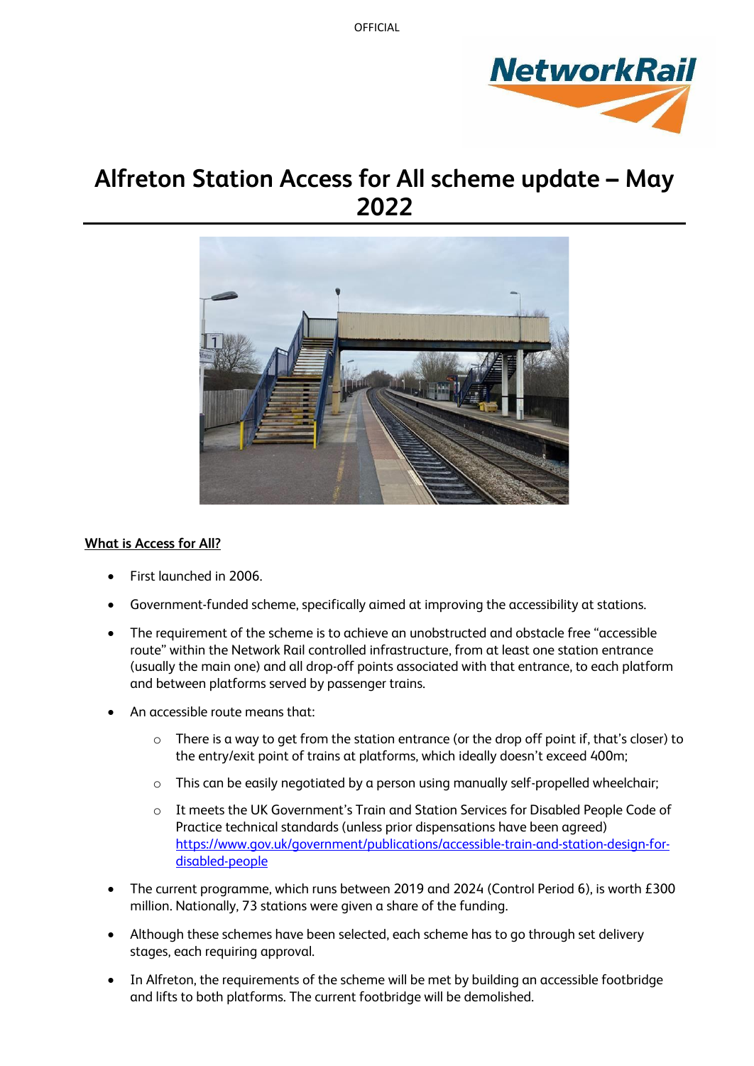# Alfreton Station Access for All scheme update – May 2022

**What is Access for All?**

- First launched in 2006.
- Government-funded scheme, specifically aimed at improving the accessibility at stations.
- The requirement of the scheme is to achieve an unobstructed and obstacle free "accessible route" within the Network Rail controlled infrastructure, from at least one station entrance (usually the main one) and all drop-off points associated with that entrance, to each platform and between platforms served by passenger trains.
- An accessible route means that:
  - There is a way to get from the station entrance (or the drop off point if, that's closer) to the entry/exit point of trains at platforms, which ideally doesn't exceed 400m;
  - This can be easily negotiated by a person using manually self-propelled wheelchair;
  - It meets the UK Government's Train and Station Services for Disabled People Code of Practice technical standards (unless prior dispensations have been agreed) [https://www.gov.uk/government/publications/accessible-train-and-station-design-for-disabled-people](https://www.gov.uk/government/publications/accessible-train-and-station-design-for-disabled-people)
- The current programme, which runs between 2019 and 2024 (Control Period 6), is worth £300 million. Nationally, 73 stations were given a share of the funding.
- Although these schemes have been selected, each scheme has to go through set delivery stages, each requiring approval.
- In Alfreton, the requirements of the scheme will be met by building an accessible footbridge and lifts to both platforms. The current footbridge will be demolished.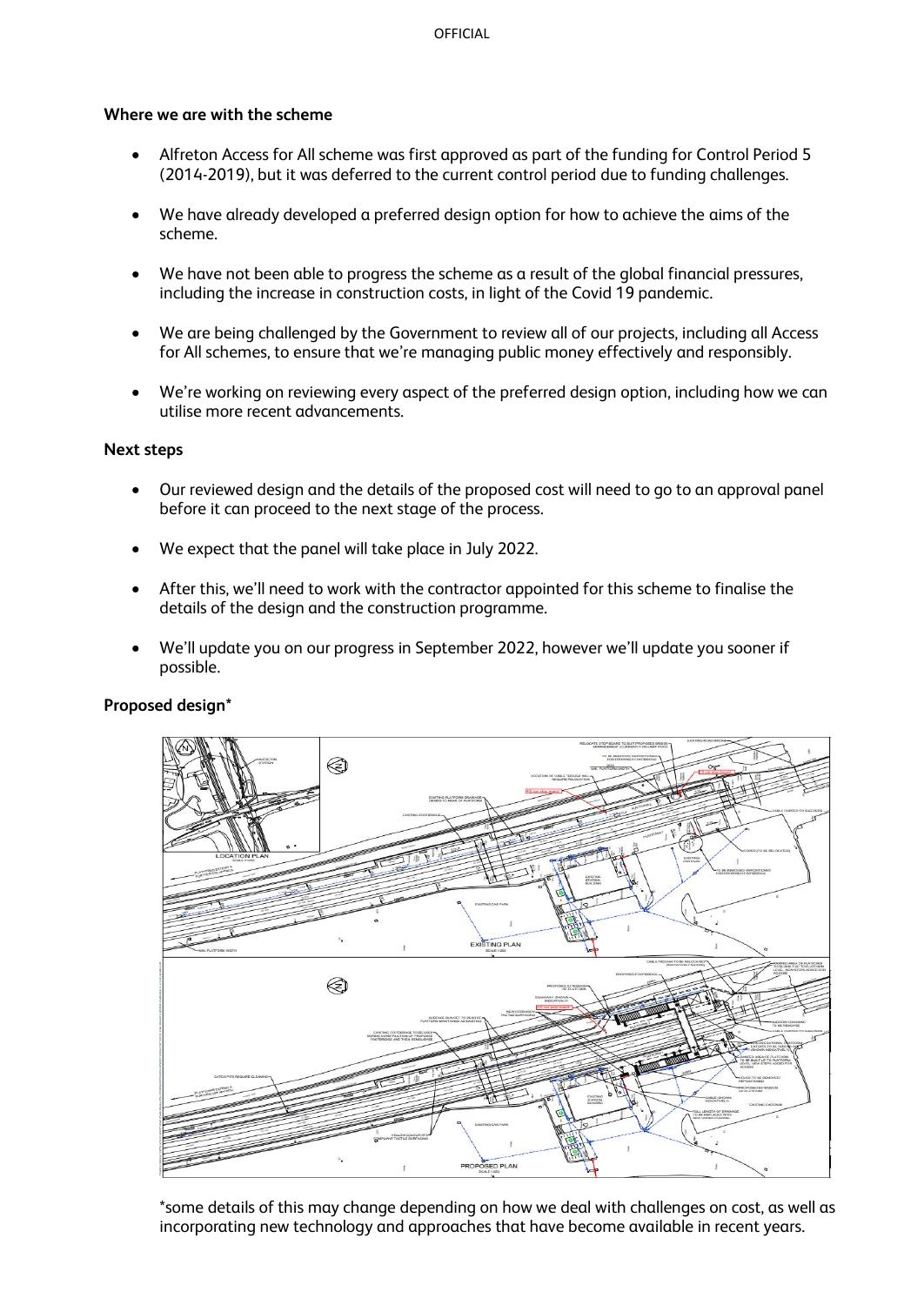## Where we are with the scheme

- Alfreton Access for All scheme was first approved as part of the funding for Control Period 5 (2014-2019), but it was deferred to the current control period due to funding challenges.
- We have already developed a preferred design option for how to achieve the aims of the scheme.
- We have not been able to progress the scheme as a result of the global financial pressures, including the increase in construction costs, in light of the Covid 19 pandemic.
- We are being challenged by the Government to review all of our projects, including all Access for All schemes, to ensure that we're managing public money effectively and responsibly.
- We're working on reviewing every aspect of the preferred design option, including how we can utilise more recent advancements.

## Next steps

- Our reviewed design and the details of the proposed cost will need to go to an approval panel before it can proceed to the next stage of the process.
- We expect that the panel will take place in July 2022.
- After this, we'll need to work with the contractor appointed for this scheme to finalise the details of the design and the construction programme.
- We'll update you on our progress in September 2022, however we'll update you sooner if possible.

## Proposed design*

LOCATION PLAN

EXISTING PLAN

PROPOSED PLAN

*some details of this may change depending on how we deal with challenges on cost, as well as incorporating new technology and approaches that have become available in recent years.